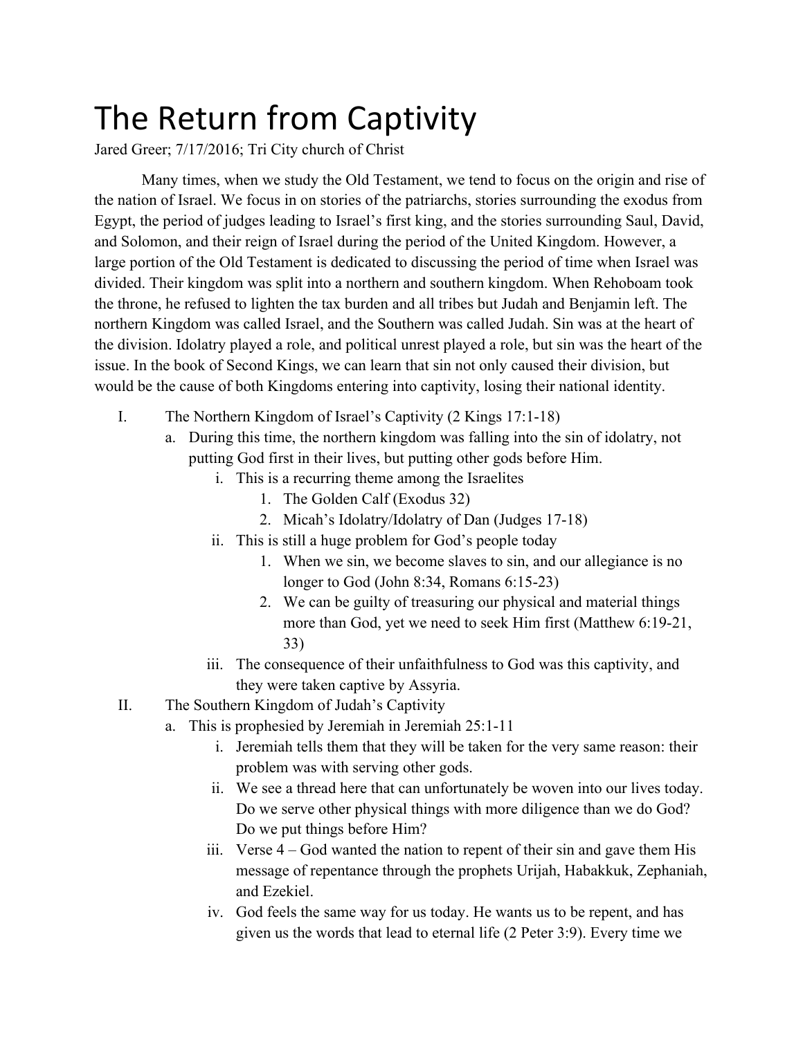# The Return from Captivity

Jared Greer; 7/17/2016; Tri City church of Christ

Many times, when we study the Old Testament, we tend to focus on the origin and rise of the nation of Israel. We focus in on stories of the patriarchs, stories surrounding the exodus from Egypt, the period of judges leading to Israel's first king, and the stories surrounding Saul, David, and Solomon, and their reign of Israel during the period of the United Kingdom. However, a large portion of the Old Testament is dedicated to discussing the period of time when Israel was divided. Their kingdom was split into a northern and southern kingdom. When Rehoboam took the throne, he refused to lighten the tax burden and all tribes but Judah and Benjamin left. The northern Kingdom was called Israel, and the Southern was called Judah. Sin was at the heart of the division. Idolatry played a role, and political unrest played a role, but sin was the heart of the issue. In the book of Second Kings, we can learn that sin not only caused their division, but would be the cause of both Kingdoms entering into captivity, losing their national identity.

I. The Northern Kingdom of Israel's Captivity (2 Kings 17:1-18)
   a. During this time, the northern kingdom was falling into the sin of idolatry, not putting God first in their lives, but putting other gods before Him.
      i. This is a recurring theme among the Israelites
         1. The Golden Calf (Exodus 32)
         2. Micah's Idolatry/Idolatry of Dan (Judges 17-18)
      ii. This is still a huge problem for God's people today
         1. When we sin, we become slaves to sin, and our allegiance is no longer to God (John 8:34, Romans 6:15-23)
         2. We can be guilty of treasuring our physical and material things more than God, yet we need to seek Him first (Matthew 6:19-21, 33)
      iii. The consequence of their unfaithfulness to God was this captivity, and they were taken captive by Assyria.

II. The Southern Kingdom of Judah's Captivity
   a. This is prophesied by Jeremiah in Jeremiah 25:1-11
      i. Jeremiah tells them that they will be taken for the very same reason: their problem was with serving other gods.
      ii. We see a thread here that can unfortunately be woven into our lives today. Do we serve other physical things with more diligence than we do God? Do we put things before Him?
      iii. Verse 4 – God wanted the nation to repent of their sin and gave them His message of repentance through the prophets Urijah, Habakkuk, Zephaniah, and Ezekiel.
      iv. God feels the same way for us today. He wants us to be repent, and has given us the words that lead to eternal life (2 Peter 3:9). Every time we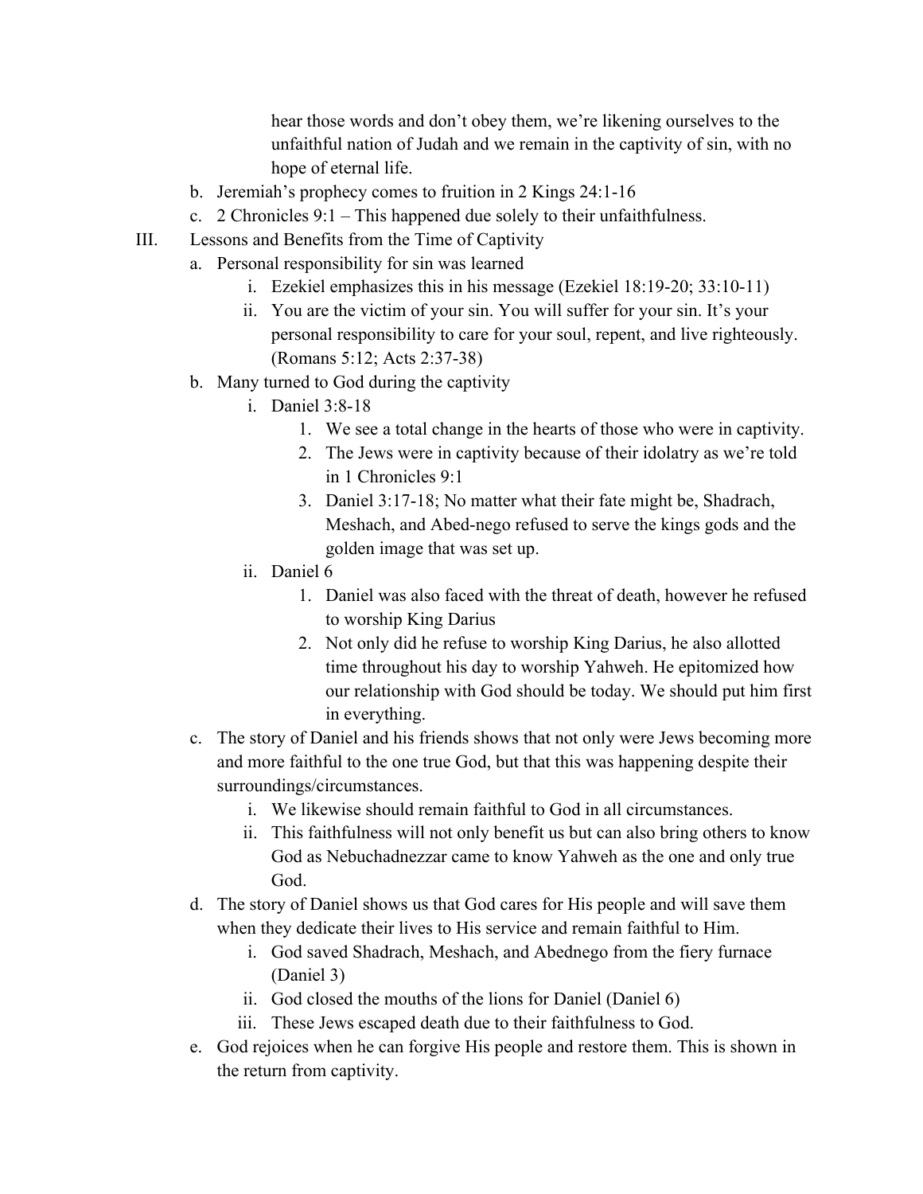hear those words and don't obey them, we're likening ourselves to the unfaithful nation of Judah and we remain in the captivity of sin, with no hope of eternal life.

   b. Jeremiah's prophecy comes to fruition in 2 Kings 24:1-16
   c. 2 Chronicles 9:1 – This happened due solely to their unfaithfulness.

III. Lessons and Benefits from the Time of Captivity
   a. Personal responsibility for sin was learned
      i. Ezekiel emphasizes this in his message (Ezekiel 18:19-20; 33:10-11)
      ii. You are the victim of your sin. You will suffer for your sin. It's your personal responsibility to care for your soul, repent, and live righteously. (Romans 5:12; Acts 2:37-38)
   b. Many turned to God during the captivity
      i. Daniel 3:8-18
         1. We see a total change in the hearts of those who were in captivity.
         2. The Jews were in captivity because of their idolatry as we're told in 1 Chronicles 9:1
         3. Daniel 3:17-18; No matter what their fate might be, Shadrach, Meshach, and Abed-nego refused to serve the kings gods and the golden image that was set up.
      ii. Daniel 6
         1. Daniel was also faced with the threat of death, however he refused to worship King Darius
         2. Not only did he refuse to worship King Darius, he also allotted time throughout his day to worship Yahweh. He epitomized how our relationship with God should be today. We should put him first in everything.
   c. The story of Daniel and his friends shows that not only were Jews becoming more and more faithful to the one true God, but that this was happening despite their surroundings/circumstances.
      i. We likewise should remain faithful to God in all circumstances.
      ii. This faithfulness will not only benefit us but can also bring others to know God as Nebuchadnezzar came to know Yahweh as the one and only true God.
   d. The story of Daniel shows us that God cares for His people and will save them when they dedicate their lives to His service and remain faithful to Him.
      i. God saved Shadrach, Meshach, and Abednego from the fiery furnace (Daniel 3)
      ii. God closed the mouths of the lions for Daniel (Daniel 6)
      iii. These Jews escaped death due to their faithfulness to God.
   e. God rejoices when he can forgive His people and restore them. This is shown in the return from captivity.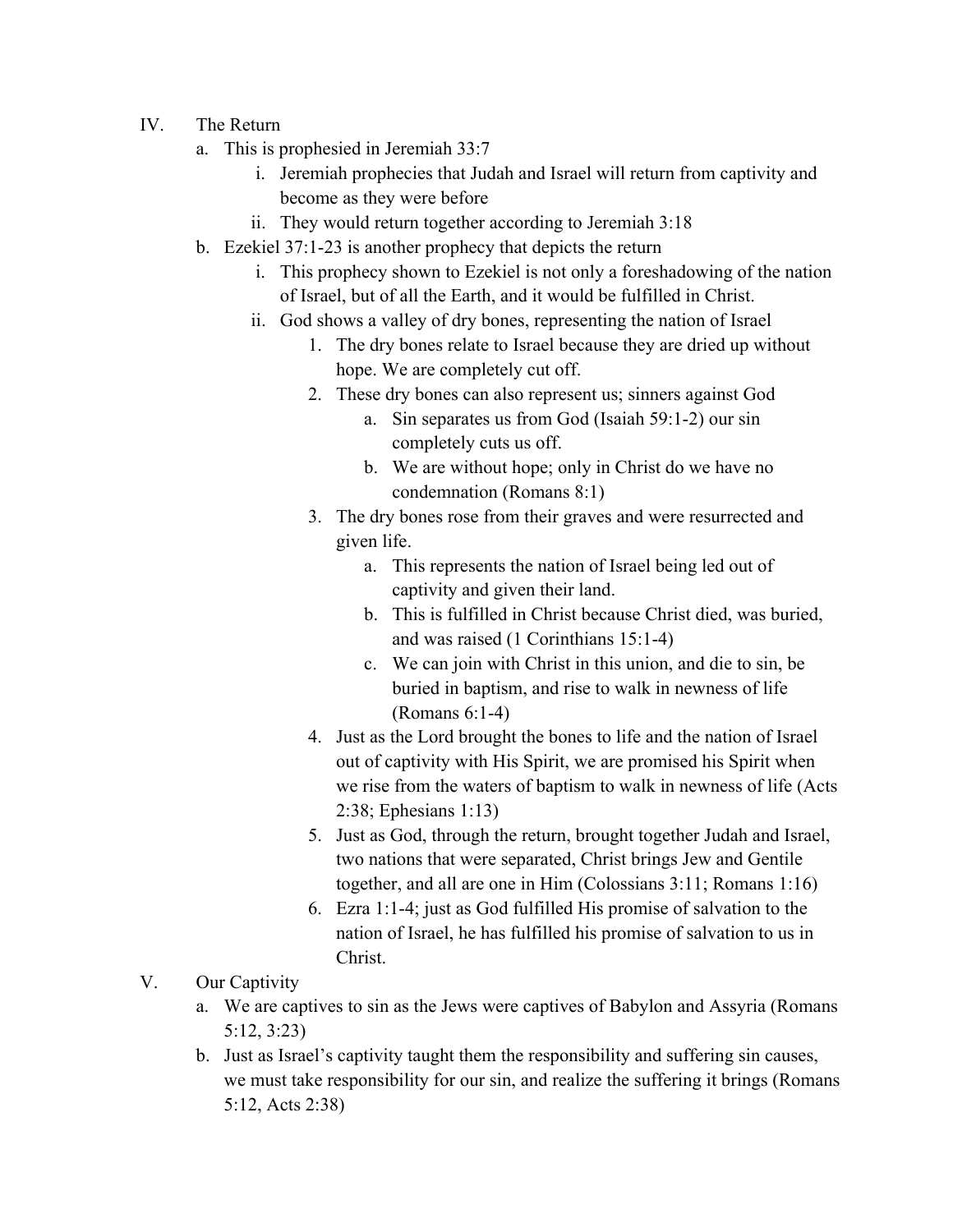IV. The Return
   a. This is prophesied in Jeremiah 33:7
      i. Jeremiah prophecies that Judah and Israel will return from captivity and become as they were before
      ii. They would return together according to Jeremiah 3:18
   b. Ezekiel 37:1-23 is another prophecy that depicts the return
      i. This prophecy shown to Ezekiel is not only a foreshadowing of the nation of Israel, but of all the Earth, and it would be fulfilled in Christ.
      ii. God shows a valley of dry bones, representing the nation of Israel
         1. The dry bones relate to Israel because they are dried up without hope. We are completely cut off.
         2. These dry bones can also represent us; sinners against God
            a. Sin separates us from God (Isaiah 59:1-2) our sin completely cuts us off.
            b. We are without hope; only in Christ do we have no condemnation (Romans 8:1)
         3. The dry bones rose from their graves and were resurrected and given life.
            a. This represents the nation of Israel being led out of captivity and given their land.
            b. This is fulfilled in Christ because Christ died, was buried, and was raised (1 Corinthians 15:1-4)
            c. We can join with Christ in this union, and die to sin, be buried in baptism, and rise to walk in newness of life (Romans 6:1-4)
         4. Just as the Lord brought the bones to life and the nation of Israel out of captivity with His Spirit, we are promised his Spirit when we rise from the waters of baptism to walk in newness of life (Acts 2:38; Ephesians 1:13)
         5. Just as God, through the return, brought together Judah and Israel, two nations that were separated, Christ brings Jew and Gentile together, and all are one in Him (Colossians 3:11; Romans 1:16)
         6. Ezra 1:1-4; just as God fulfilled His promise of salvation to the nation of Israel, he has fulfilled his promise of salvation to us in Christ.

V. Our Captivity
   a. We are captives to sin as the Jews were captives of Babylon and Assyria (Romans 5:12, 3:23)
   b. Just as Israel's captivity taught them the responsibility and suffering sin causes, we must take responsibility for our sin, and realize the suffering it brings (Romans 5:12, Acts 2:38)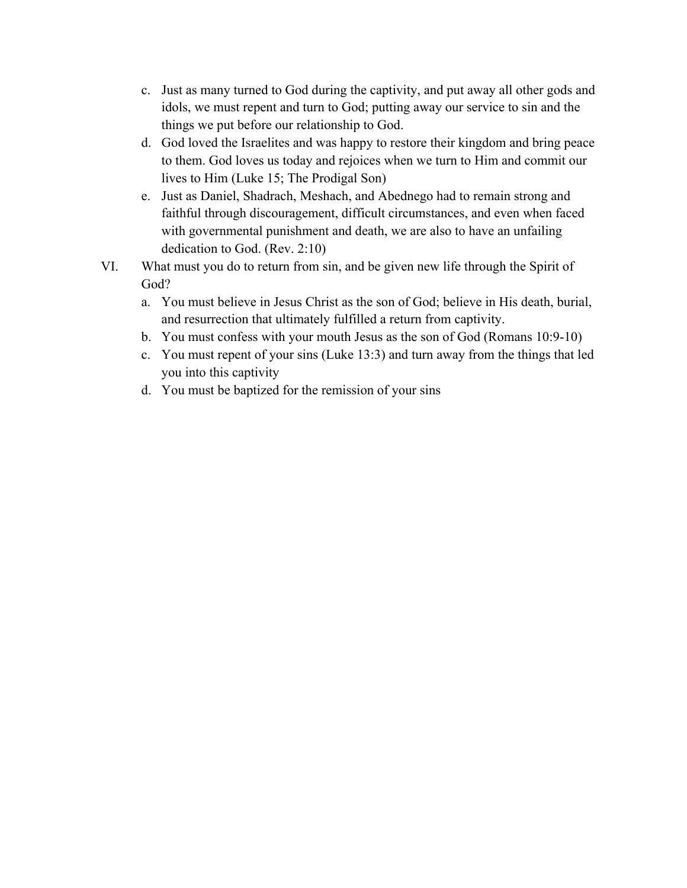c. Just as many turned to God during the captivity, and put away all other gods and idols, we must repent and turn to God; putting away our service to sin and the things we put before our relationship to God.

d. God loved the Israelites and was happy to restore their kingdom and bring peace to them. God loves us today and rejoices when we turn to Him and commit our lives to Him (Luke 15; The Prodigal Son)

e. Just as Daniel, Shadrach, Meshach, and Abednego had to remain strong and faithful through discouragement, difficult circumstances, and even when faced with governmental punishment and death, we are also to have an unfailing dedication to God. (Rev. 2:10)

VI. What must you do to return from sin, and be given new life through the Spirit of God?

a. You must believe in Jesus Christ as the son of God; believe in His death, burial, and resurrection that ultimately fulfilled a return from captivity.

b. You must confess with your mouth Jesus as the son of God (Romans 10:9-10)

c. You must repent of your sins (Luke 13:3) and turn away from the things that led you into this captivity

d. You must be baptized for the remission of your sins